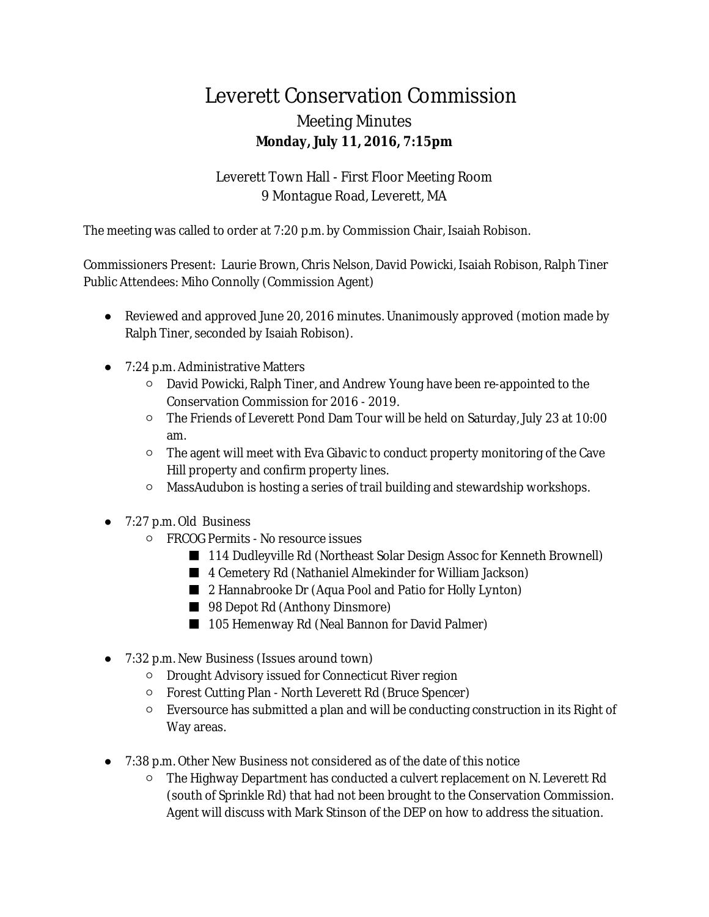# Leverett Conservation Commission

## Meeting Minutes

**Monday, July 11, 2016, 7:15pm**

Leverett Town Hall - First Floor Meeting Room
9 Montague Road, Leverett, MA

The meeting was called to order at 7:20 p.m. by Commission Chair, Isaiah Robison.

Commissioners Present: Laurie Brown, Chris Nelson, David Powicki, Isaiah Robison, Ralph Tiner
Public Attendees: Miho Connolly (Commission Agent)

- Reviewed and approved June 20, 2016 minutes. Unanimously approved (motion made by Ralph Tiner, seconded by Isaiah Robison).

- 7:24 p.m. Administrative Matters
  - David Powicki, Ralph Tiner, and Andrew Young have been re-appointed to the Conservation Commission for 2016 - 2019.
  - The Friends of Leverett Pond Dam Tour will be held on Saturday, July 23 at 10:00 am.
  - The agent will meet with Eva Gibavic to conduct property monitoring of the Cave Hill property and confirm property lines.
  - MassAudubon is hosting a series of trail building and stewardship workshops.

- 7:27 p.m. Old Business
  - FRCOG Permits - No resource issues
    - 114 Dudleyville Rd (Northeast Solar Design Assoc for Kenneth Brownell)
    - 4 Cemetery Rd (Nathaniel Almekinder for William Jackson)
    - 2 Hannabrooke Dr (Aqua Pool and Patio for Holly Lynton)
    - 98 Depot Rd (Anthony Dinsmore)
    - 105 Hemenway Rd (Neal Bannon for David Palmer)

- 7:32 p.m. New Business (Issues around town)
  - Drought Advisory issued for Connecticut River region
  - Forest Cutting Plan - North Leverett Rd (Bruce Spencer)
  - Eversource has submitted a plan and will be conducting construction in its Right of Way areas.

- 7:38 p.m. Other New Business not considered as of the date of this notice
  - The Highway Department has conducted a culvert replacement on N. Leverett Rd (south of Sprinkle Rd) that had not been brought to the Conservation Commission. Agent will discuss with Mark Stinson of the DEP on how to address the situation.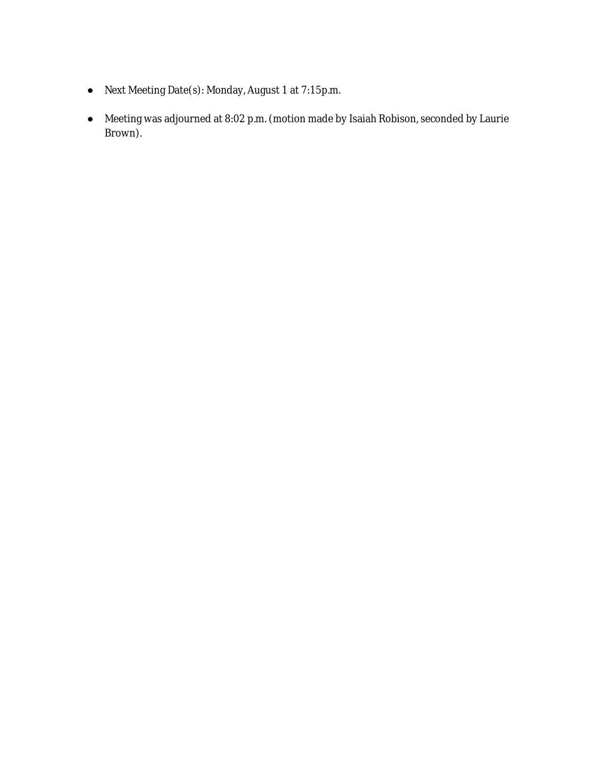- Next Meeting Date(s): Monday, August 1 at 7:15p.m.

- Meeting was adjourned at 8:02 p.m. (motion made by Isaiah Robison, seconded by Laurie Brown).